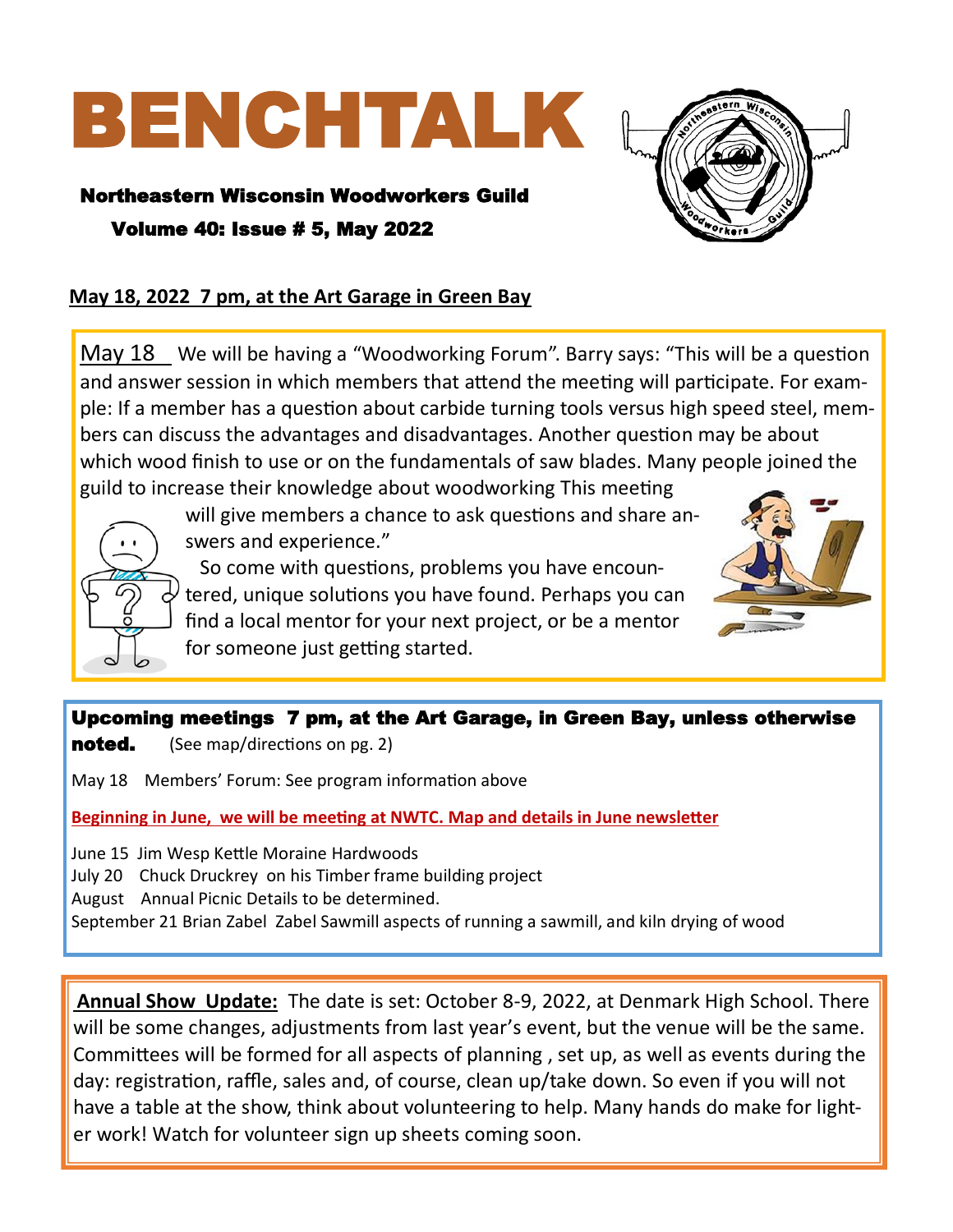# BENCHTALK

**Northeastern Wisconsin Woodworkers Guild**

**Volume 40: Issue # 5, May 2022**

**May 18, 2022 7 pm, at the Art Garage in Green Bay**

May 18 We will be having a "Woodworking Forum". Barry says: "This will be a question and answer session in which members that attend the meeting will participate. For example: If a member has a question about carbide turning tools versus high speed steel, members can discuss the advantages and disadvantages. Another question may be about which wood finish to use or on the fundamentals of saw blades. Many people joined the guild to increase their knowledge about woodworking This meeting will give members a chance to ask questions and share answers and experience."

So come with questions, problems you have encountered, unique solutions you have found. Perhaps you can find a local mentor for your next project, or be a mentor for someone just getting started.

**Upcoming meetings 7 pm, at the Art Garage, in Green Bay, unless otherwise noted.** (See map/directions on pg. 2)

May 18 Members' Forum: See program information above

**Beginning in June, we will be meeting at NWTC. Map and details in June newsletter**

June 15 Jim Wesp Kettle Moraine Hardwoods
July 20 Chuck Druckrey on his Timber frame building project
August Annual Picnic Details to be determined.
September 21 Brian Zabel Zabel Sawmill aspects of running a sawmill, and kiln drying of wood

**Annual Show Update:** The date is set: October 8-9, 2022, at Denmark High School. There will be some changes, adjustments from last year's event, but the venue will be the same. Committees will be formed for all aspects of planning , set up, as well as events during the day: registration, raffle, sales and, of course, clean up/take down. So even if you will not have a table at the show, think about volunteering to help. Many hands do make for lighter work! Watch for volunteer sign up sheets coming soon.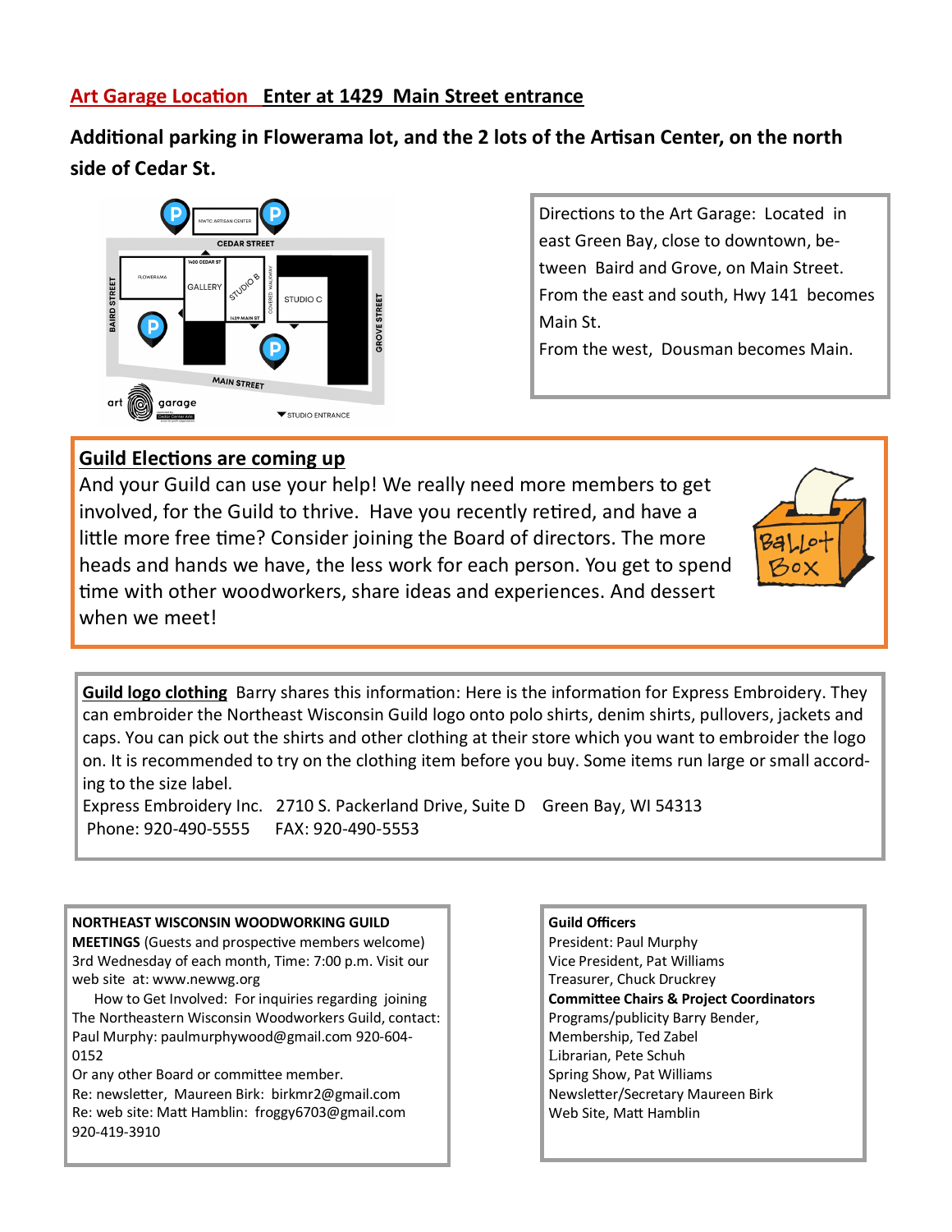## Art Garage Location   Enter at 1429 Main Street entrance

**Additional parking in Flowerama lot, and the 2 lots of the Artisan Center, on the north side of Cedar St.**

Directions to the Art Garage: Located in east Green Bay, close to downtown, between Baird and Grove, on Main Street.
From the east and south, Hwy 141 becomes Main St.
From the west, Dousman becomes Main.

## Guild Elections are coming up

And your Guild can use your help! We really need more members to get involved, for the Guild to thrive. Have you recently retired, and have a little more free time? Consider joining the Board of directors. The more heads and hands we have, the less work for each person. You get to spend time with other woodworkers, share ideas and experiences. And dessert when we meet!

**Guild logo clothing** Barry shares this information: Here is the information for Express Embroidery. They can embroider the Northeast Wisconsin Guild logo onto polo shirts, denim shirts, pullovers, jackets and caps. You can pick out the shirts and other clothing at their store which you want to embroider the logo on. It is recommended to try on the clothing item before you buy. Some items run large or small according to the size label.

Express Embroidery Inc. 2710 S. Packerland Drive, Suite D Green Bay, WI 54313
Phone: 920-490-5555 FAX: 920-490-5553

**NORTHEAST WISCONSIN WOODWORKING GUILD MEETINGS** (Guests and prospective members welcome) 3rd Wednesday of each month, Time: 7:00 p.m. Visit our web site at: www.newwg.org

How to Get Involved: For inquiries regarding joining The Northeastern Wisconsin Woodworkers Guild, contact: Paul Murphy: paulmurphywood@gmail.com 920-604-0152

Or any other Board or committee member.

Re: newsletter, Maureen Birk: birkmr2@gmail.com

Re: web site: Matt Hamblin: froggy6703@gmail.com 920-419-3910

**Guild Officers**

President: Paul Murphy
Vice President, Pat Williams
Treasurer, Chuck Druckrey

**Committee Chairs & Project Coordinators**

Programs/publicity Barry Bender,
Membership, Ted Zabel
Librarian, Pete Schuh
Spring Show, Pat Williams
Newsletter/Secretary Maureen Birk
Web Site, Matt Hamblin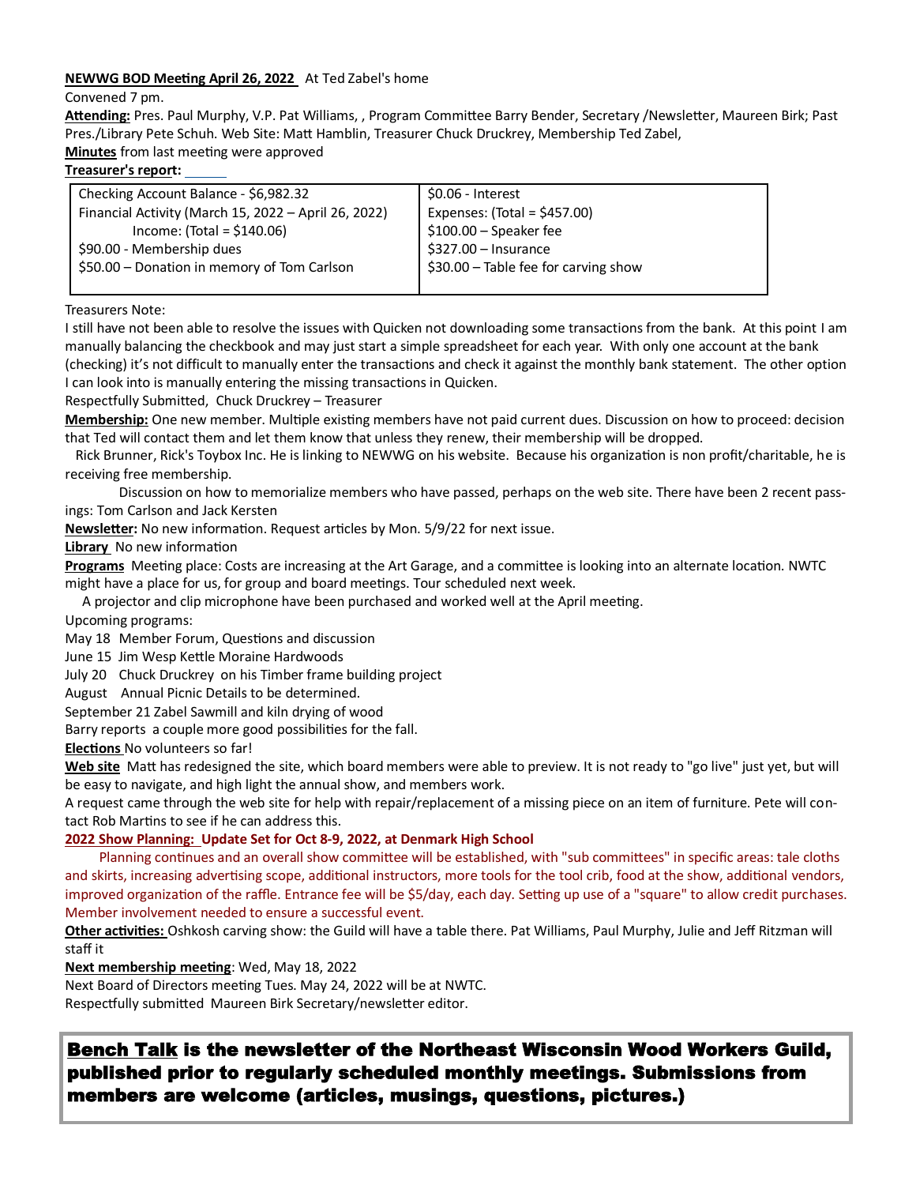**NEWWG BOD Meeting April 26, 2022** At Ted Zabel's home

Convened 7 pm.

**Attending:** Pres. Paul Murphy, V.P. Pat Williams, , Program Committee Barry Bender, Secretary /Newsletter, Maureen Birk; Past Pres./Library Pete Schuh. Web Site: Matt Hamblin, Treasurer Chuck Druckrey, Membership Ted Zabel,

**Minutes** from last meeting were approved

**Treasurer's report:**

| | |
|---|---|
| Checking Account Balance - $6,982.32<br>Financial Activity (March 15, 2022 – April 26, 2022)<br>Income: (Total = $140.06)<br>$90.00 - Membership dues<br>$50.00 – Donation in memory of Tom Carlson | $0.06 - Interest<br>Expenses: (Total = $457.00)<br>$100.00 – Speaker fee<br>$327.00 – Insurance<br>$30.00 – Table fee for carving show |

Treasurers Note:

I still have not been able to resolve the issues with Quicken not downloading some transactions from the bank. At this point I am manually balancing the checkbook and may just start a simple spreadsheet for each year. With only one account at the bank (checking) it's not difficult to manually enter the transactions and check it against the monthly bank statement. The other option I can look into is manually entering the missing transactions in Quicken.

Respectfully Submitted, Chuck Druckrey – Treasurer

**Membership:** One new member. Multiple existing members have not paid current dues. Discussion on how to proceed: decision that Ted will contact them and let them know that unless they renew, their membership will be dropped.

Rick Brunner, Rick's Toybox Inc. He is linking to NEWWG on his website. Because his organization is non profit/charitable, he is receiving free membership.

Discussion on how to memorialize members who have passed, perhaps on the web site. There have been 2 recent passings: Tom Carlson and Jack Kersten

**Newsletter:** No new information. Request articles by Mon. 5/9/22 for next issue.

**Library** No new information

**Programs** Meeting place: Costs are increasing at the Art Garage, and a committee is looking into an alternate location. NWTC might have a place for us, for group and board meetings. Tour scheduled next week.

A projector and clip microphone have been purchased and worked well at the April meeting.

Upcoming programs:

May 18 Member Forum, Questions and discussion

June 15 Jim Wesp Kettle Moraine Hardwoods

July 20 Chuck Druckrey on his Timber frame building project

August Annual Picnic Details to be determined.

September 21 Zabel Sawmill and kiln drying of wood

Barry reports a couple more good possibilities for the fall.

**Elections** No volunteers so far!

**Web site** Matt has redesigned the site, which board members were able to preview. It is not ready to "go live" just yet, but will be easy to navigate, and high light the annual show, and members work.

A request came through the web site for help with repair/replacement of a missing piece on an item of furniture. Pete will contact Rob Martins to see if he can address this.

**2022 Show Planning: Update Set for Oct 8-9, 2022, at Denmark High School**

Planning continues and an overall show committee will be established, with "sub committees" in specific areas: tale cloths and skirts, increasing advertising scope, additional instructors, more tools for the tool crib, food at the show, additional vendors, improved organization of the raffle. Entrance fee will be $5/day, each day. Setting up use of a "square" to allow credit purchases. Member involvement needed to ensure a successful event.

**Other activities:** Oshkosh carving show: the Guild will have a table there. Pat Williams, Paul Murphy, Julie and Jeff Ritzman will staff it

**Next membership meeting**: Wed, May 18, 2022

Next Board of Directors meeting Tues. May 24, 2022 will be at NWTC.

Respectfully submitted Maureen Birk Secretary/newsletter editor.

**Bench Talk is the newsletter of the Northeast Wisconsin Wood Workers Guild, published prior to regularly scheduled monthly meetings. Submissions from members are welcome (articles, musings, questions, pictures.)**